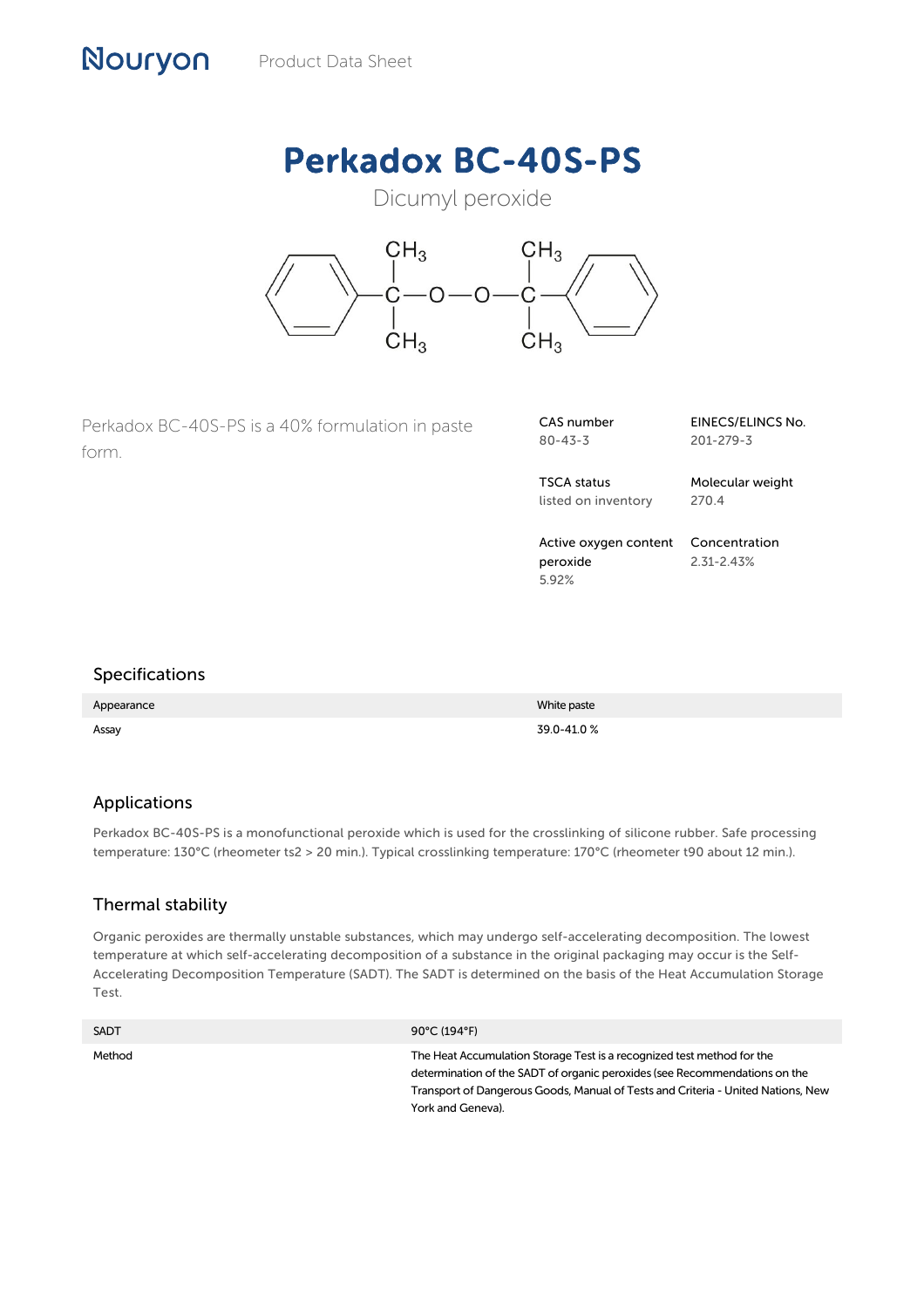Product Data Sheet

# Perkadox BC-40S-PS

Dicumyl peroxide

Perkadox BC-40S-PS is a 40% formulation in paste form.

| | |
|---|---|
| CAS number<br>80-43-3 | EINECS/ELINCS No.<br>201-279-3 |
| TSCA status<br>listed on inventory | Molecular weight<br>270.4 |
| Active oxygen content peroxide<br>5.92% | Concentration<br>2.31-2.43% |

## Specifications

| | |
|---|---|
| Appearance | White paste |
| Assay | 39.0-41.0 % |

## Applications

Perkadox BC-40S-PS is a monofunctional peroxide which is used for the crosslinking of silicone rubber. Safe processing temperature: 130°C (rheometer ts2 > 20 min.). Typical crosslinking temperature: 170°C (rheometer t90 about 12 min.).

## Thermal stability

Organic peroxides are thermally unstable substances, which may undergo self-accelerating decomposition. The lowest temperature at which self-accelerating decomposition of a substance in the original packaging may occur is the Self-Accelerating Decomposition Temperature (SADT). The SADT is determined on the basis of the Heat Accumulation Storage Test.

| | |
|---|---|
| SADT | 90°C (194°F) |
| Method | The Heat Accumulation Storage Test is a recognized test method for the determination of the SADT of organic peroxides (see Recommendations on the Transport of Dangerous Goods, Manual of Tests and Criteria - United Nations, New York and Geneva). |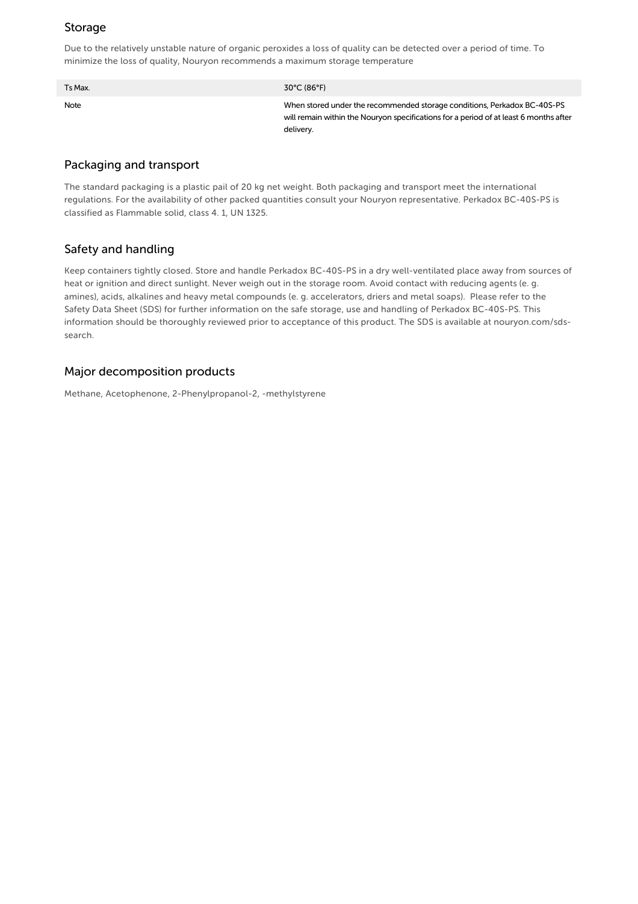## Storage

Due to the relatively unstable nature of organic peroxides a loss of quality can be detected over a period of time. To minimize the loss of quality, Nouryon recommends a maximum storage temperature

| Ts Max. | 30°C (86°F) |
|---|---|
| Note | When stored under the recommended storage conditions, Perkadox BC-40S-PS will remain within the Nouryon specifications for a period of at least 6 months after delivery. |

## Packaging and transport

The standard packaging is a plastic pail of 20 kg net weight. Both packaging and transport meet the international regulations. For the availability of other packed quantities consult your Nouryon representative. Perkadox BC-40S-PS is classified as Flammable solid, class 4. 1, UN 1325.

## Safety and handling

Keep containers tightly closed. Store and handle Perkadox BC-40S-PS in a dry well-ventilated place away from sources of heat or ignition and direct sunlight. Never weigh out in the storage room. Avoid contact with reducing agents (e. g. amines), acids, alkalines and heavy metal compounds (e. g. accelerators, driers and metal soaps). Please refer to the Safety Data Sheet (SDS) for further information on the safe storage, use and handling of Perkadox BC-40S-PS. This information should be thoroughly reviewed prior to acceptance of this product. The SDS is available at nouryon.com/sds-search.

## Major decomposition products

Methane, Acetophenone, 2-Phenylpropanol-2, -methylstyrene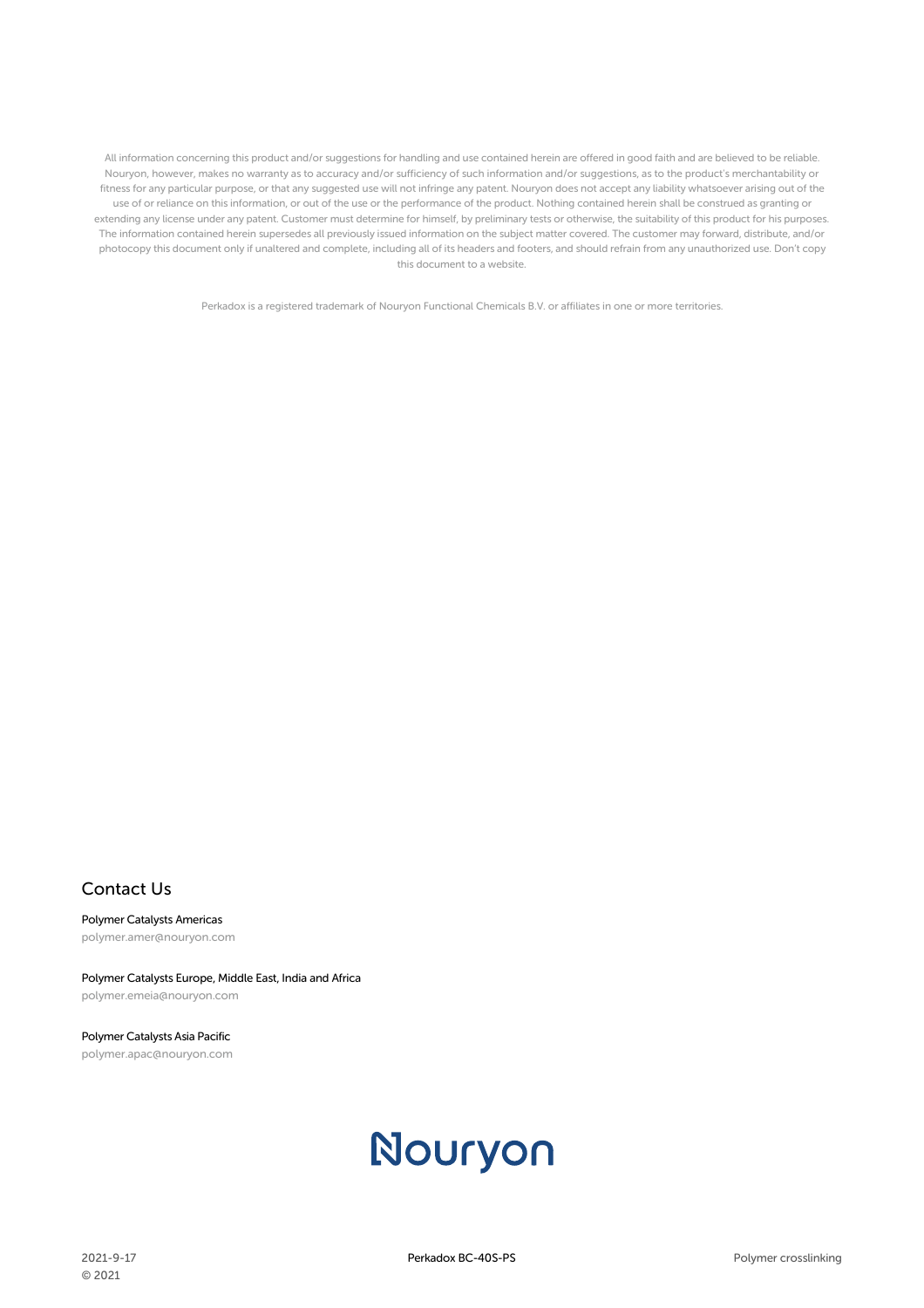All information concerning this product and/or suggestions for handling and use contained herein are offered in good faith and are believed to be reliable. Nouryon, however, makes no warranty as to accuracy and/or sufficiency of such information and/or suggestions, as to the product's merchantability or fitness for any particular purpose, or that any suggested use will not infringe any patent. Nouryon does not accept any liability whatsoever arising out of the use of or reliance on this information, or out of the use or the performance of the product. Nothing contained herein shall be construed as granting or extending any license under any patent. Customer must determine for himself, by preliminary tests or otherwise, the suitability of this product for his purposes. The information contained herein supersedes all previously issued information on the subject matter covered. The customer may forward, distribute, and/or photocopy this document only if unaltered and complete, including all of its headers and footers, and should refrain from any unauthorized use. Don't copy this document to a website.

Perkadox is a registered trademark of Nouryon Functional Chemicals B.V. or affiliates in one or more territories.

## Contact Us

Polymer Catalysts Americas
polymer.amer@nouryon.com

Polymer Catalysts Europe, Middle East, India and Africa
polymer.emeia@nouryon.com

Polymer Catalysts Asia Pacific
polymer.apac@nouryon.com

Nouryon

2021-9-17
© 2021